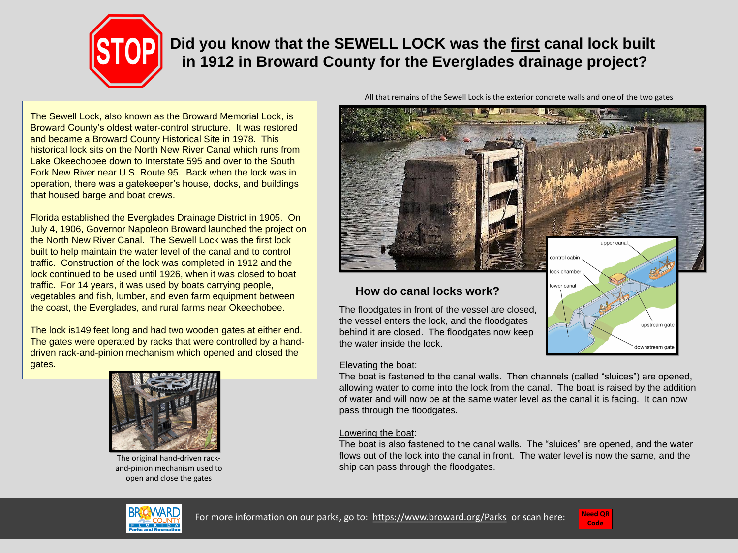# STOP Did you know that the SEWELL LOCK was the first canal lock built in 1912 in Broward County for the Everglades drainage project?

The Sewell Lock, also known as the Broward Memorial Lock, is Broward County's oldest water-control structure. It was restored and became a Broward County Historical Site in 1978. This historical lock sits on the North New River Canal which runs from Lake Okeechobee down to Interstate 595 and over to the South Fork New River near U.S. Route 95. Back when the lock was in operation, there was a gatekeeper's house, docks, and buildings that housed barge and boat crews.

Florida established the Everglades Drainage District in 1905. On July 4, 1906, Governor Napoleon Broward launched the project on the North New River Canal. The Sewell Lock was the first lock built to help maintain the water level of the canal and to control traffic. Construction of the lock was completed in 1912 and the lock continued to be used until 1926, when it was closed to boat traffic. For 14 years, it was used by boats carrying people, vegetables and fish, lumber, and even farm equipment between the coast, the Everglades, and rural farms near Okeechobee.

The lock is149 feet long and had two wooden gates at either end. The gates were operated by racks that were controlled by a hand-driven rack-and-pinion mechanism which opened and closed the gates.

The original hand-driven rack-and-pinion mechanism used to open and close the gates

All that remains of the Sewell Lock is the exterior concrete walls and one of the two gates

## How do canal locks work?

The floodgates in front of the vessel are closed, the vessel enters the lock, and the floodgates behind it are closed. The floodgates now keep the water inside the lock.

Elevating the boat:
The boat is fastened to the canal walls. Then channels (called "sluices") are opened, allowing water to come into the lock from the canal. The boat is raised by the addition of water and will now be at the same water level as the canal it is facing. It can now pass through the floodgates.

Lowering the boat:
The boat is also fastened to the canal walls. The "sluices" are opened, and the water flows out of the lock into the canal in front. The water level is now the same, and the ship can pass through the floodgates.

For more information on our parks, go to: https://www.broward.org/Parks or scan here:

Need QR Code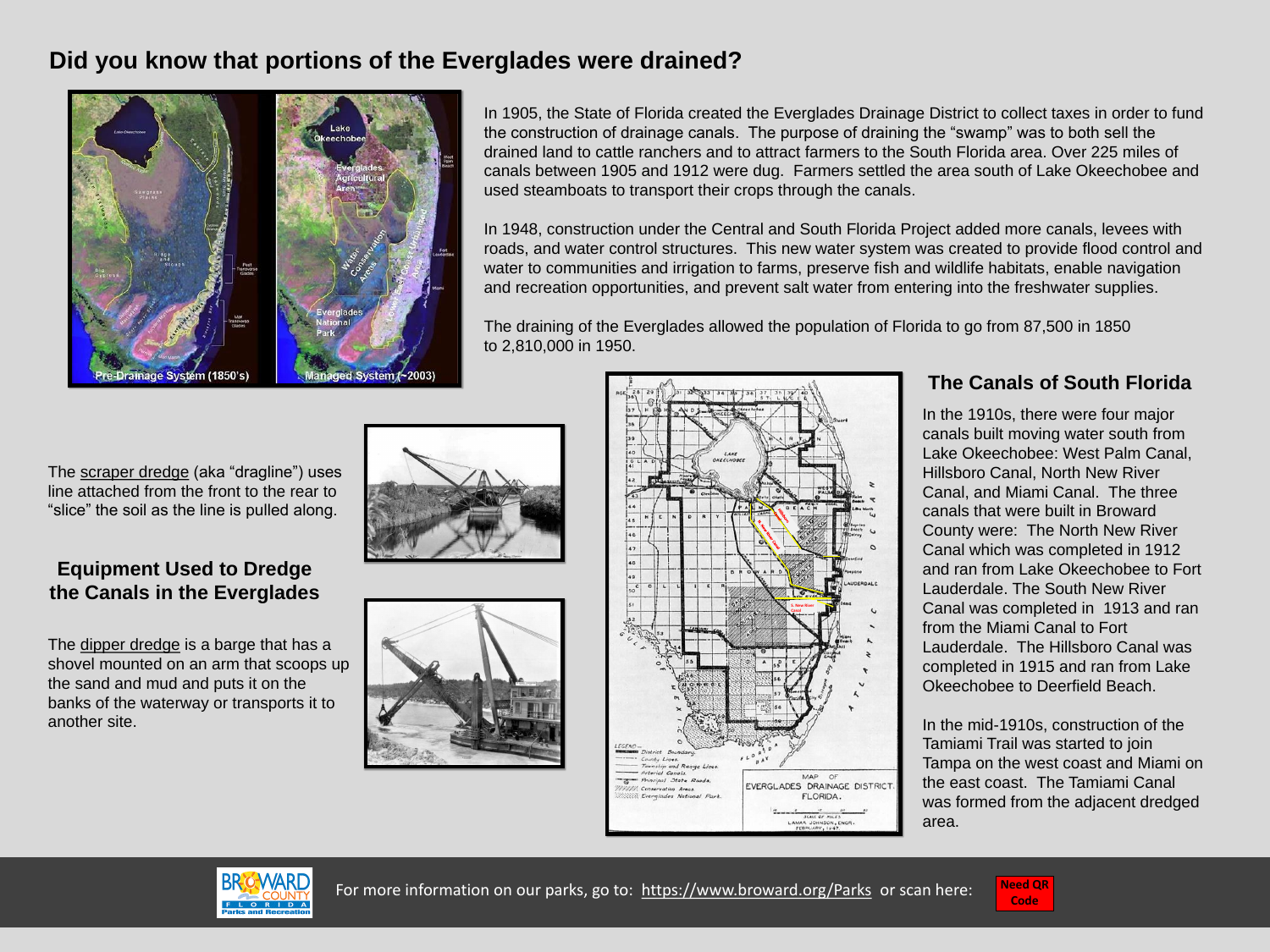## Did you know that portions of the Everglades were drained?

In 1905, the State of Florida created the Everglades Drainage District to collect taxes in order to fund the construction of drainage canals. The purpose of draining the "swamp" was to both sell the drained land to cattle ranchers and to attract farmers to the South Florida area. Over 225 miles of canals between 1905 and 1912 were dug. Farmers settled the area south of Lake Okeechobee and used steamboats to transport their crops through the canals.

In 1948, construction under the Central and South Florida Project added more canals, levees with roads, and water control structures. This new water system was created to provide flood control and water to communities and irrigation to farms, preserve fish and wildlife habitats, enable navigation and recreation opportunities, and prevent salt water from entering into the freshwater supplies.

The draining of the Everglades allowed the population of Florida to go from 87,500 in 1850 to 2,810,000 in 1950.

### Equipment Used to Dredge the Canals in the Everglades

The scraper dredge (aka "dragline") uses line attached from the front to the rear to "slice" the soil as the line is pulled along.

The dipper dredge is a barge that has a shovel mounted on an arm that scoops up the sand and mud and puts it on the banks of the waterway or transports it to another site.

### The Canals of South Florida

In the 1910s, there were four major canals built moving water south from Lake Okeechobee: West Palm Canal, Hillsboro Canal, North New River Canal, and Miami Canal. The three canals that were built in Broward County were: The North New River Canal which was completed in 1912 and ran from Lake Okeechobee to Fort Lauderdale. The South New River Canal was completed in 1913 and ran from the Miami Canal to Fort Lauderdale. The Hillsboro Canal was completed in 1915 and ran from Lake Okeechobee to Deerfield Beach.

In the mid-1910s, construction of the Tamiami Trail was started to join Tampa on the west coast and Miami on the east coast. The Tamiami Canal was formed from the adjacent dredged area.

For more information on our parks, go to: https://www.broward.org/Parks or scan here: